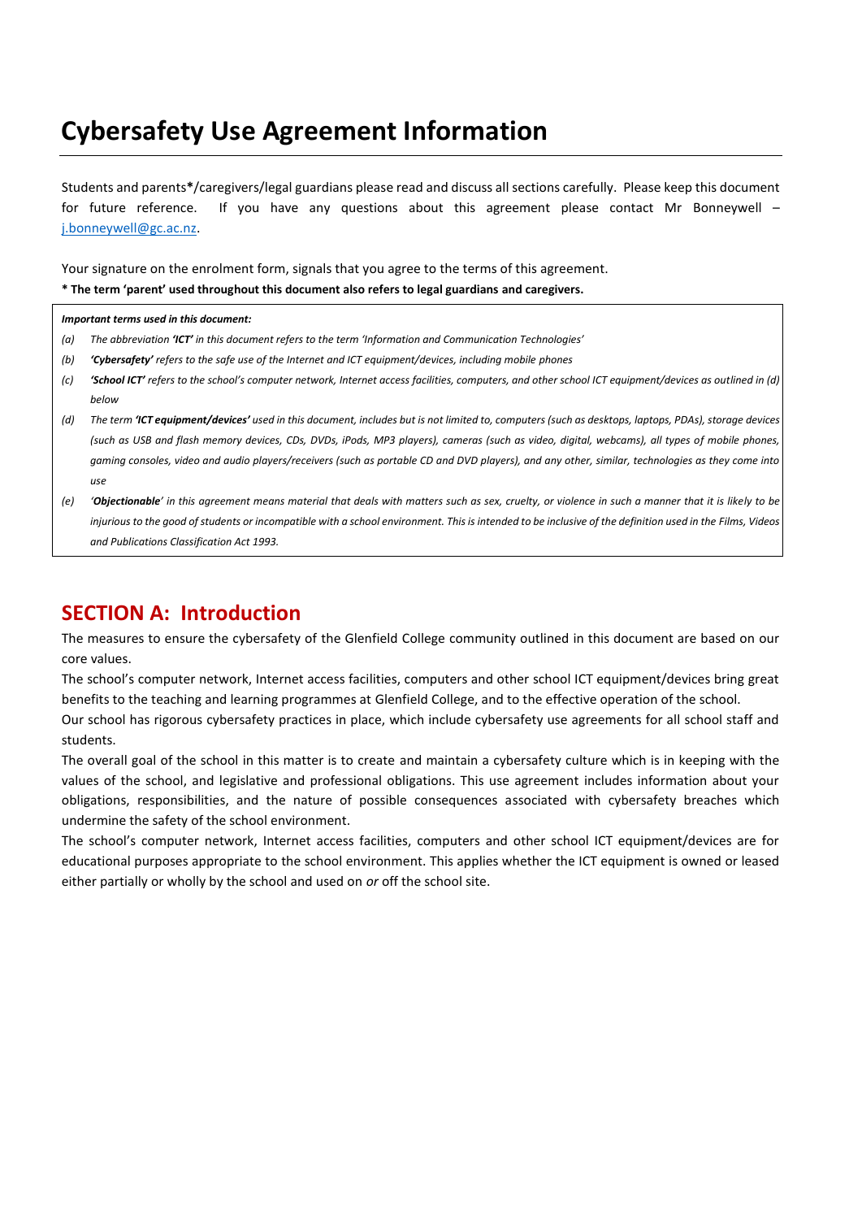# Cybersafety Use Agreement Information

Students and parents*/caregivers/legal guardians please read and discuss all sections carefully. Please keep this document for future reference. If you have any questions about this agreement please contact Mr Bonneywell – [j.bonneywell@gc.ac.nz](mailto:j.bonneywell@gc.ac.nz).

Your signature on the enrolment form, signals that you agree to the terms of this agreement.

**\* The term 'parent' used throughout this document also refers to legal guardians and caregivers.**

> ***Important terms used in this document:***
>
> *(a) The abbreviation **'ICT'** in this document refers to the term 'Information and Communication Technologies'*
>
> *(b) **'Cybersafety'** refers to the safe use of the Internet and ICT equipment/devices, including mobile phones*
>
> *(c) **'School ICT'** refers to the school's computer network, Internet access facilities, computers, and other school ICT equipment/devices as outlined in (d) below*
>
> *(d) The term **'ICT equipment/devices'** used in this document, includes but is not limited to, computers (such as desktops, laptops, PDAs), storage devices (such as USB and flash memory devices, CDs, DVDs, iPods, MP3 players), cameras (such as video, digital, webcams), all types of mobile phones, gaming consoles, video and audio players/receivers (such as portable CD and DVD players), and any other, similar, technologies as they come into use*
>
> *(e) '**Objectionable**' in this agreement means material that deals with matters such as sex, cruelty, or violence in such a manner that it is likely to be injurious to the good of students or incompatible with a school environment. This is intended to be inclusive of the definition used in the Films, Videos and Publications Classification Act 1993.*

## SECTION A: Introduction

The measures to ensure the cybersafety of the Glenfield College community outlined in this document are based on our core values.

The school's computer network, Internet access facilities, computers and other school ICT equipment/devices bring great benefits to the teaching and learning programmes at Glenfield College, and to the effective operation of the school.

Our school has rigorous cybersafety practices in place, which include cybersafety use agreements for all school staff and students.

The overall goal of the school in this matter is to create and maintain a cybersafety culture which is in keeping with the values of the school, and legislative and professional obligations. This use agreement includes information about your obligations, responsibilities, and the nature of possible consequences associated with cybersafety breaches which undermine the safety of the school environment.

The school's computer network, Internet access facilities, computers and other school ICT equipment/devices are for educational purposes appropriate to the school environment. This applies whether the ICT equipment is owned or leased either partially or wholly by the school and used on *or* off the school site.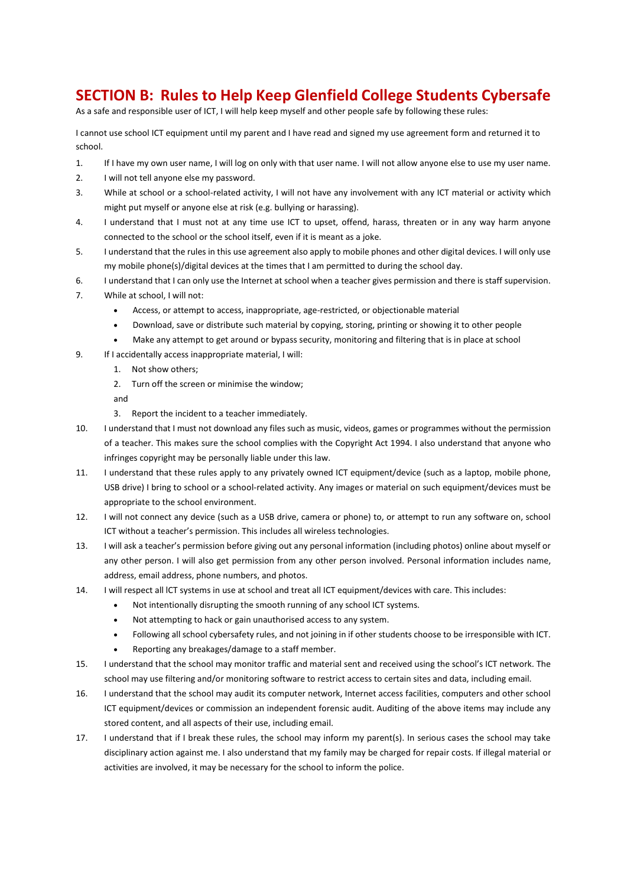# SECTION B: Rules to Help Keep Glenfield College Students Cybersafe

As a safe and responsible user of ICT, I will help keep myself and other people safe by following these rules:

I cannot use school ICT equipment until my parent and I have read and signed my use agreement form and returned it to school.

1. If I have my own user name, I will log on only with that user name. I will not allow anyone else to use my user name.
2. I will not tell anyone else my password.
3. While at school or a school-related activity, I will not have any involvement with any ICT material or activity which might put myself or anyone else at risk (e.g. bullying or harassing).
4. I understand that I must not at any time use ICT to upset, offend, harass, threaten or in any way harm anyone connected to the school or the school itself, even if it is meant as a joke.
5. I understand that the rules in this use agreement also apply to mobile phones and other digital devices. I will only use my mobile phone(s)/digital devices at the times that I am permitted to during the school day.
6. I understand that I can only use the Internet at school when a teacher gives permission and there is staff supervision.
7. While at school, I will not:
    - Access, or attempt to access, inappropriate, age-restricted, or objectionable material
    - Download, save or distribute such material by copying, storing, printing or showing it to other people
    - Make any attempt to get around or bypass security, monitoring and filtering that is in place at school

9. If I accidentally access inappropriate material, I will:
    1. Not show others;
    2. Turn off the screen or minimise the window;

       and
    3. Report the incident to a teacher immediately.
10. I understand that I must not download any files such as music, videos, games or programmes without the permission of a teacher. This makes sure the school complies with the Copyright Act 1994. I also understand that anyone who infringes copyright may be personally liable under this law.
11. I understand that these rules apply to any privately owned ICT equipment/device (such as a laptop, mobile phone, USB drive) I bring to school or a school-related activity. Any images or material on such equipment/devices must be appropriate to the school environment.
12. I will not connect any device (such as a USB drive, camera or phone) to, or attempt to run any software on, school ICT without a teacher's permission. This includes all wireless technologies.
13. I will ask a teacher's permission before giving out any personal information (including photos) online about myself or any other person. I will also get permission from any other person involved. Personal information includes name, address, email address, phone numbers, and photos.
14. I will respect all ICT systems in use at school and treat all ICT equipment/devices with care. This includes:
    - Not intentionally disrupting the smooth running of any school ICT systems.
    - Not attempting to hack or gain unauthorised access to any system.
    - Following all school cybersafety rules, and not joining in if other students choose to be irresponsible with ICT.
    - Reporting any breakages/damage to a staff member.
15. I understand that the school may monitor traffic and material sent and received using the school's ICT network. The school may use filtering and/or monitoring software to restrict access to certain sites and data, including email.
16. I understand that the school may audit its computer network, Internet access facilities, computers and other school ICT equipment/devices or commission an independent forensic audit. Auditing of the above items may include any stored content, and all aspects of their use, including email.
17. I understand that if I break these rules, the school may inform my parent(s). In serious cases the school may take disciplinary action against me. I also understand that my family may be charged for repair costs. If illegal material or activities are involved, it may be necessary for the school to inform the police.